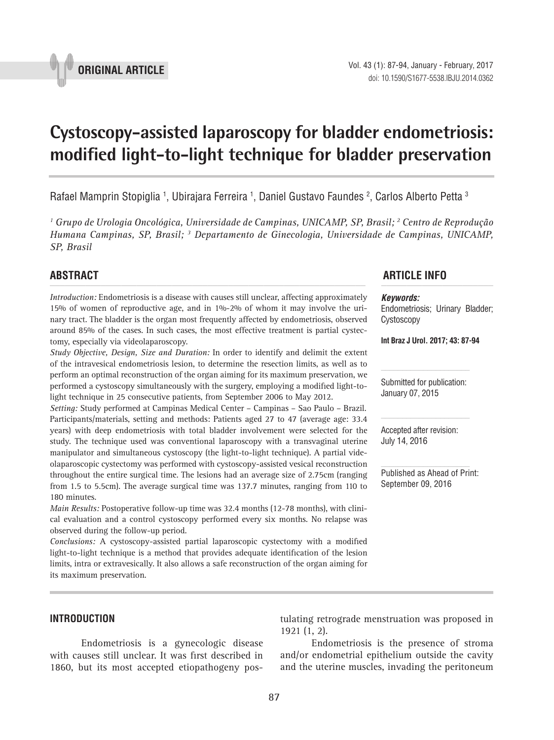**ORIGINAL ARTICLE**

doi: 10.1590/S1677-5538.IBJU.2014.0362

# Cystoscopy-assisted laparoscopy for bladder endometriosis: modified light-to-light technique for bladder preservation

Rafael Mamprin Stopiglia [1], Ubirajara Ferreira [1], Daniel Gustavo Faundes [2], Carlos Alberto Petta [3]

*[1] Grupo de Urologia Oncológica, Universidade de Campinas, UNICAMP, SP, Brasil; [2] Centro de Reprodução Humana Campinas, SP, Brasil; [3] Departamento de Ginecologia, Universidade de Campinas, UNICAMP, SP, Brasil*

## ABSTRACT

*Introduction:* Endometriosis is a disease with causes still unclear, affecting approximately 15% of women of reproductive age, and in 1%-2% of whom it may involve the urinary tract. The bladder is the organ most frequently affected by endometriosis, observed around 85% of the cases. In such cases, the most effective treatment is partial cystectomy, especially via videolaparoscopy.

*Study Objective, Design, Size and Duration:* In order to identify and delimit the extent of the intravesical endometriosis lesion, to determine the resection limits, as well as to perform an optimal reconstruction of the organ aiming for its maximum preservation, we performed a cystoscopy simultaneously with the surgery, employing a modified light-to-light technique in 25 consecutive patients, from September 2006 to May 2012.

*Setting:* Study performed at Campinas Medical Center – Campinas – Sao Paulo – Brazil. Participants/materials, setting and methods: Patients aged 27 to 47 (average age: 33.4 years) with deep endometriosis with total bladder involvement were selected for the study. The technique used was conventional laparoscopy with a transvaginal uterine manipulator and simultaneous cystoscopy (the light-to-light technique). A partial videolaparoscopic cystectomy was performed with cystoscopy-assisted vesical reconstruction throughout the entire surgical time. The lesions had an average size of 2.75cm (ranging from 1.5 to 5.5cm). The average surgical time was 137.7 minutes, ranging from 110 to 180 minutes.

*Main Results:* Postoperative follow-up time was 32.4 months (12-78 months), with clinical evaluation and a control cystoscopy performed every six months. No relapse was observed during the follow-up period.

*Conclusions:* A cystoscopy-assisted partial laparoscopic cystectomy with a modified light-to-light technique is a method that provides adequate identification of the lesion limits, intra or extravesically. It also allows a safe reconstruction of the organ aiming for its maximum preservation.

## ARTICLE INFO

***Keywords:***
Endometriosis; Urinary Bladder; Cystoscopy

**Int Braz J Urol. 2017; 43: 87-94**

Submitted for publication:
January 07, 2015

Accepted after revision:
July 14, 2016

Published as Ahead of Print:
September 09, 2016

## INTRODUCTION

Endometriosis is a gynecologic disease with causes still unclear. It was first described in 1860, but its most accepted etiopathogeny postulating retrograde menstruation was proposed in 1921 (1, 2).

Endometriosis is the presence of stroma and/or endometrial epithelium outside the cavity and the uterine muscles, invading the peritoneum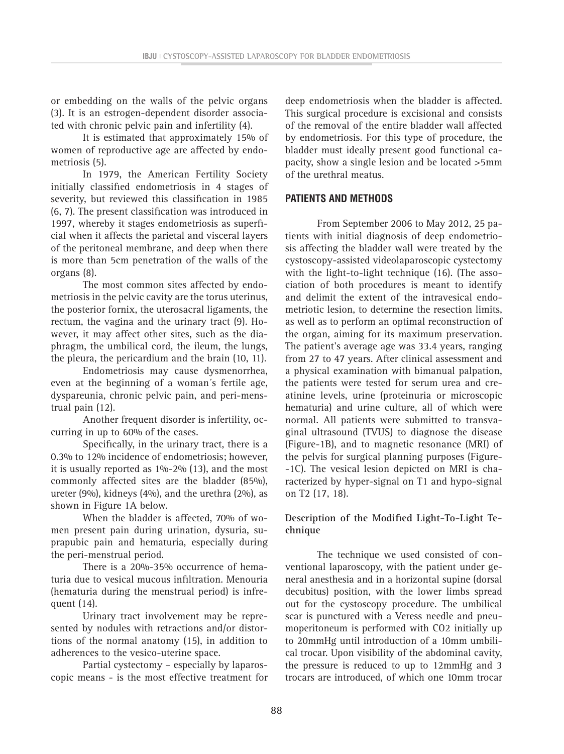or embedding on the walls of the pelvic organs (3). It is an estrogen-dependent disorder associated with chronic pelvic pain and infertility (4).

It is estimated that approximately 15% of women of reproductive age are affected by endometriosis (5).

In 1979, the American Fertility Society initially classified endometriosis in 4 stages of severity, but reviewed this classification in 1985 (6, 7). The present classification was introduced in 1997, whereby it stages endometriosis as superficial when it affects the parietal and visceral layers of the peritoneal membrane, and deep when there is more than 5cm penetration of the walls of the organs (8).

The most common sites affected by endometriosis in the pelvic cavity are the torus uterinus, the posterior fornix, the uterosacral ligaments, the rectum, the vagina and the urinary tract (9). However, it may affect other sites, such as the diaphragm, the umbilical cord, the ileum, the lungs, the pleura, the pericardium and the brain (10, 11).

Endometriosis may cause dysmenorrhea, even at the beginning of a woman´s fertile age, dyspareunia, chronic pelvic pain, and peri-menstrual pain (12).

Another frequent disorder is infertility, occurring in up to 60% of the cases.

Specifically, in the urinary tract, there is a 0.3% to 12% incidence of endometriosis; however, it is usually reported as 1%-2% (13), and the most commonly affected sites are the bladder (85%), ureter (9%), kidneys (4%), and the urethra (2%), as shown in Figure 1A below.

When the bladder is affected, 70% of women present pain during urination, dysuria, suprapubic pain and hematuria, especially during the peri-menstrual period.

There is a 20%-35% occurrence of hematuria due to vesical mucous infiltration. Menouria (hematuria during the menstrual period) is infrequent (14).

Urinary tract involvement may be represented by nodules with retractions and/or distortions of the normal anatomy (15), in addition to adherences to the vesico-uterine space.

Partial cystectomy – especially by laparoscopic means - is the most effective treatment for deep endometriosis when the bladder is affected. This surgical procedure is excisional and consists of the removal of the entire bladder wall affected by endometriosis. For this type of procedure, the bladder must ideally present good functional capacity, show a single lesion and be located >5mm of the urethral meatus.

## PATIENTS AND METHODS

From September 2006 to May 2012, 25 patients with initial diagnosis of deep endometriosis affecting the bladder wall were treated by the cystoscopy-assisted videolaparoscopic cystectomy with the light-to-light technique (16). (The association of both procedures is meant to identify and delimit the extent of the intravesical endometriotic lesion, to determine the resection limits, as well as to perform an optimal reconstruction of the organ, aiming for its maximum preservation. The patient's average age was 33.4 years, ranging from 27 to 47 years. After clinical assessment and a physical examination with bimanual palpation, the patients were tested for serum urea and creatinine levels, urine (proteinuria or microscopic hematuria) and urine culture, all of which were normal. All patients were submitted to transvaginal ultrasound (TVUS) to diagnose the disease (Figure-1B), and to magnetic resonance (MRI) of the pelvis for surgical planning purposes (Figure-1C). The vesical lesion depicted on MRI is characterized by hyper-signal on T1 and hypo-signal on T2 (17, 18).

### Description of the Modified Light-To-Light Technique

The technique we used consisted of conventional laparoscopy, with the patient under general anesthesia and in a horizontal supine (dorsal decubitus) position, with the lower limbs spread out for the cystoscopy procedure. The umbilical scar is punctured with a Veress needle and pneumoperitoneum is performed with $CO_2$ initially up to 20mmHg until introduction of a 10mm umbilical trocar. Upon visibility of the abdominal cavity, the pressure is reduced to up to 12mmHg and 3 trocars are introduced, of which one 10mm trocar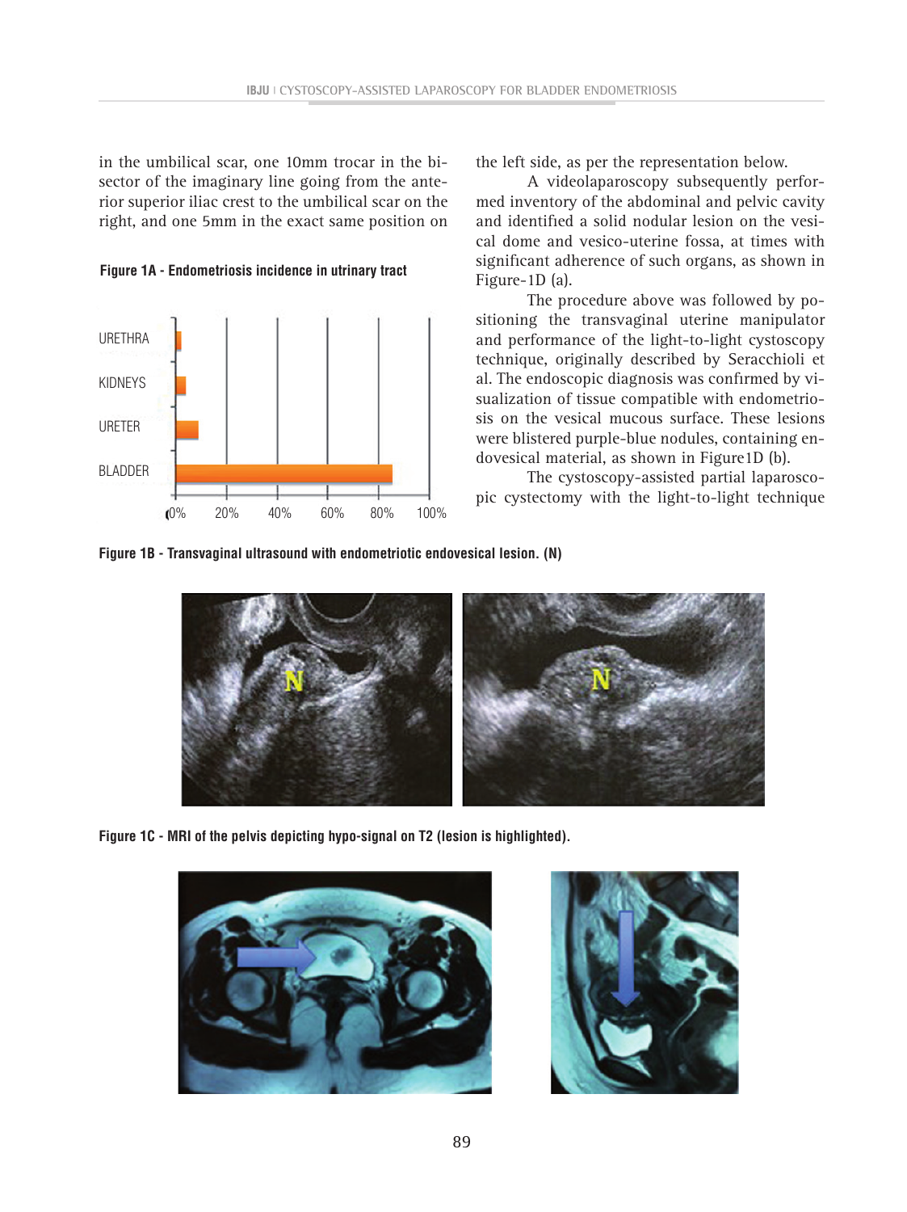in the umbilical scar, one 10mm trocar in the bisector of the imaginary line going from the anterior superior iliac crest to the umbilical scar on the right, and one 5mm in the exact same position on the left side, as per the representation below.

**Figure 1A - Endometriosis incidence in utrinary tract**

URETHRA

KIDNEYS

URETER

BLADDER

0%
20%
40%
60%
80%
100%

A videolaparoscopy subsequently performed inventory of the abdominal and pelvic cavity and identified a solid nodular lesion on the vesical dome and vesico-uterine fossa, at times with significant adherence of such organs, as shown in Figure-1D (a).

The procedure above was followed by positioning the transvaginal uterine manipulator and performance of the light-to-light cystoscopy technique, originally described by Seracchioli et al. The endoscopic diagnosis was confirmed by visualization of tissue compatible with endometriosis on the vesical mucous surface. These lesions were blistered purple-blue nodules, containing endovesical material, as shown in Figure1D (b).

The cystoscopy-assisted partial laparoscopic cystectomy with the light-to-light technique

**Figure 1B - Transvaginal ultrasound with endometriotic endovesical lesion. (N)**

N

N

**Figure 1C - MRI of the pelvis depicting hypo-signal on T2 (lesion is highlighted).**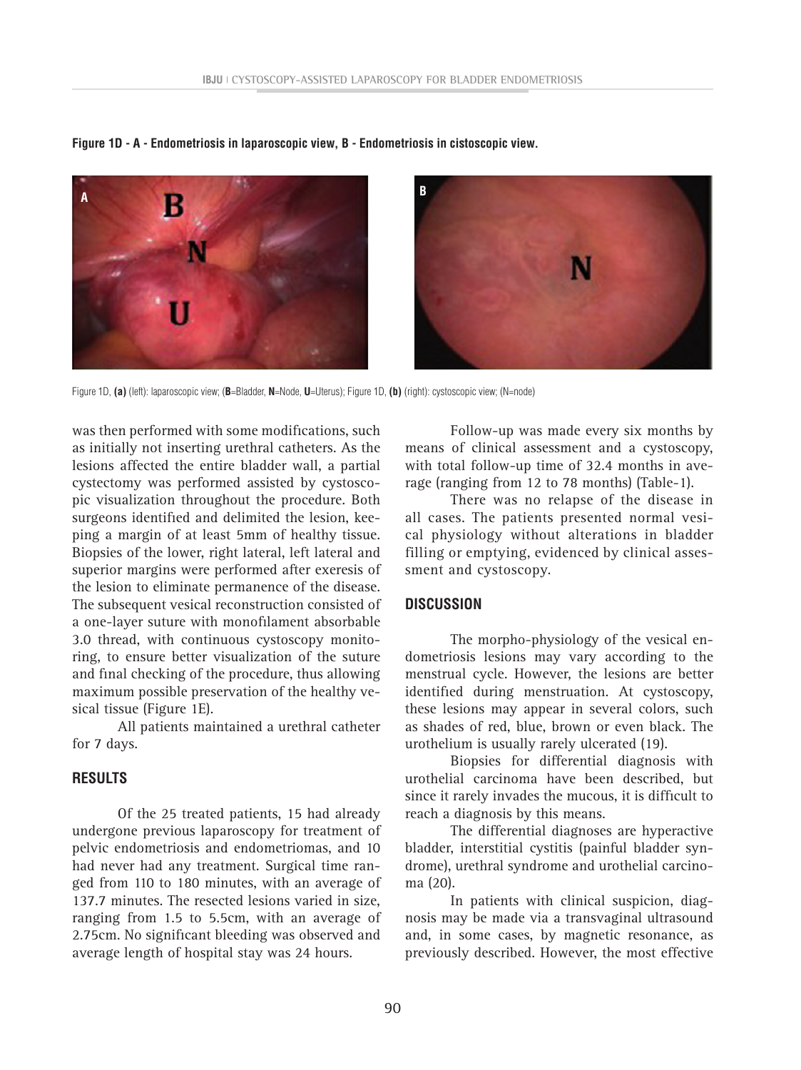**Figure 1D - A - Endometriosis in laparoscopic view, B - Endometriosis in cistoscopic view.**

A

B

N

U

B

N

Figure 1D, **(a)** (left): laparoscopic view; (**B**=Bladder, **N**=Node, **U**=Uterus); Figure 1D, **(b)** (right): cystoscopic view; (N=node)

was then performed with some modifications, such as initially not inserting urethral catheters. As the lesions affected the entire bladder wall, a partial cystectomy was performed assisted by cystoscopic visualization throughout the procedure. Both surgeons identified and delimited the lesion, keeping a margin of at least 5mm of healthy tissue. Biopsies of the lower, right lateral, left lateral and superior margins were performed after exeresis of the lesion to eliminate permanence of the disease. The subsequent vesical reconstruction consisted of a one-layer suture with monofilament absorbable 3.0 thread, with continuous cystoscopy monitoring, to ensure better visualization of the suture and final checking of the procedure, thus allowing maximum possible preservation of the healthy vesical tissue (Figure 1E).

All patients maintained a urethral catheter for 7 days.

## RESULTS

Of the 25 treated patients, 15 had already undergone previous laparoscopy for treatment of pelvic endometriosis and endometriomas, and 10 had never had any treatment. Surgical time ranged from 110 to 180 minutes, with an average of 137.7 minutes. The resected lesions varied in size, ranging from 1.5 to 5.5cm, with an average of 2.75cm. No significant bleeding was observed and average length of hospital stay was 24 hours.

Follow-up was made every six months by means of clinical assessment and a cystoscopy, with total follow-up time of 32.4 months in average (ranging from 12 to 78 months) (Table-1).

There was no relapse of the disease in all cases. The patients presented normal vesical physiology without alterations in bladder filling or emptying, evidenced by clinical assessment and cystoscopy.

## DISCUSSION

The morpho-physiology of the vesical endometriosis lesions may vary according to the menstrual cycle. However, the lesions are better identified during menstruation. At cystoscopy, these lesions may appear in several colors, such as shades of red, blue, brown or even black. The urothelium is usually rarely ulcerated (19).

Biopsies for differential diagnosis with urothelial carcinoma have been described, but since it rarely invades the mucous, it is difficult to reach a diagnosis by this means.

The differential diagnoses are hyperactive bladder, interstitial cystitis (painful bladder syndrome), urethral syndrome and urothelial carcinoma (20).

In patients with clinical suspicion, diagnosis may be made via a transvaginal ultrasound and, in some cases, by magnetic resonance, as previously described. However, the most effective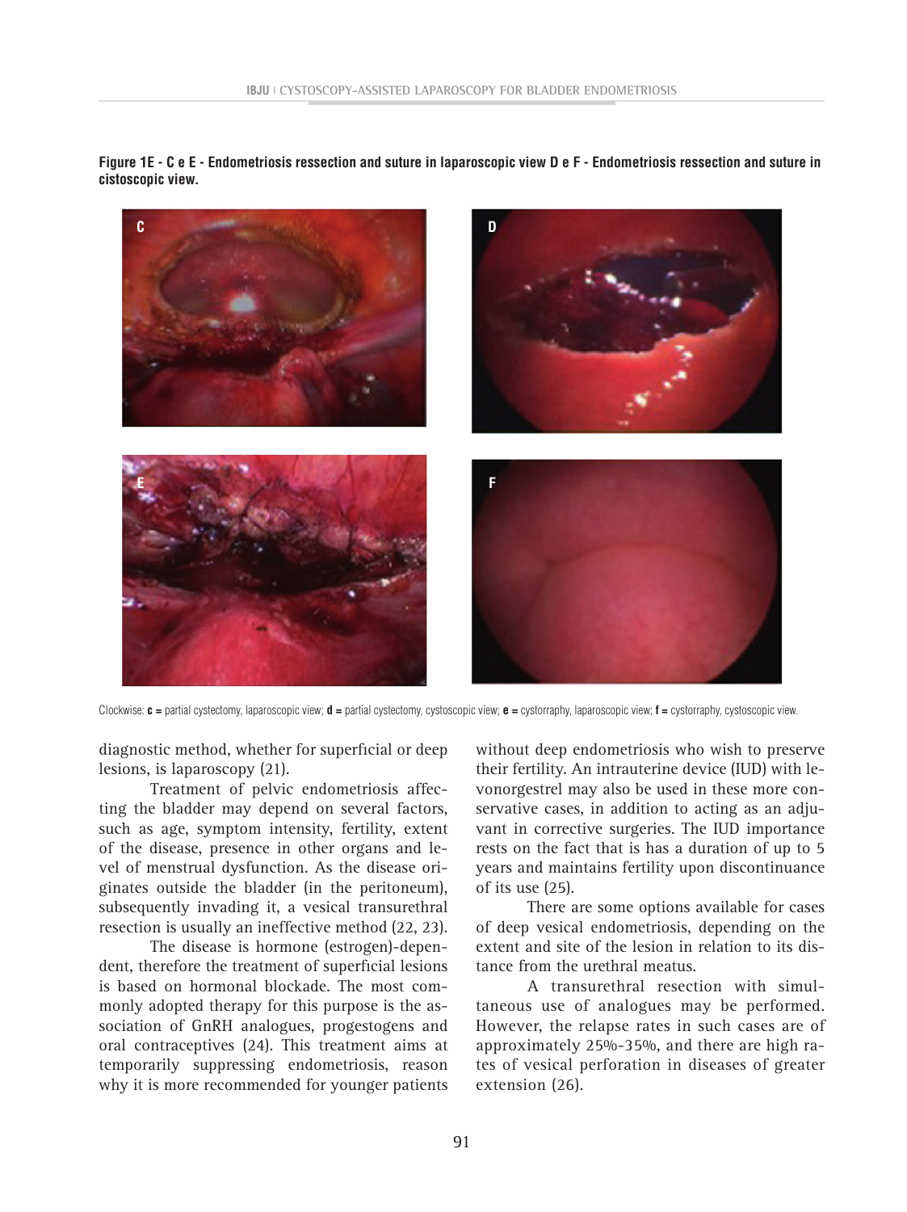**Figure 1E - C e E - Endometriosis ressection and suture in laparoscopic view D e F - Endometriosis ressection and suture in cistoscopic view.**

Clockwise: **c =** partial cystectomy, laparoscopic view; **d =** partial cystectomy, cystoscopic view; **e =** cystorraphy, laparoscopic view; **f =** cystorraphy, cystoscopic view.

diagnostic method, whether for superficial or deep lesions, is laparoscopy (21).

Treatment of pelvic endometriosis affecting the bladder may depend on several factors, such as age, symptom intensity, fertility, extent of the disease, presence in other organs and level of menstrual dysfunction. As the disease originates outside the bladder (in the peritoneum), subsequently invading it, a vesical transurethral resection is usually an ineffective method (22, 23).

The disease is hormone (estrogen)-dependent, therefore the treatment of superficial lesions is based on hormonal blockade. The most commonly adopted therapy for this purpose is the association of GnRH analogues, progestogens and oral contraceptives (24). This treatment aims at temporarily suppressing endometriosis, reason why it is more recommended for younger patients without deep endometriosis who wish to preserve their fertility. An intrauterine device (IUD) with levonorgestrel may also be used in these more conservative cases, in addition to acting as an adjuvant in corrective surgeries. The IUD importance rests on the fact that is has a duration of up to 5 years and maintains fertility upon discontinuance of its use (25).

There are some options available for cases of deep vesical endometriosis, depending on the extent and site of the lesion in relation to its distance from the urethral meatus.

A transurethral resection with simultaneous use of analogues may be performed. However, the relapse rates in such cases are of approximately 25%-35%, and there are high rates of vesical perforation in diseases of greater extension (26).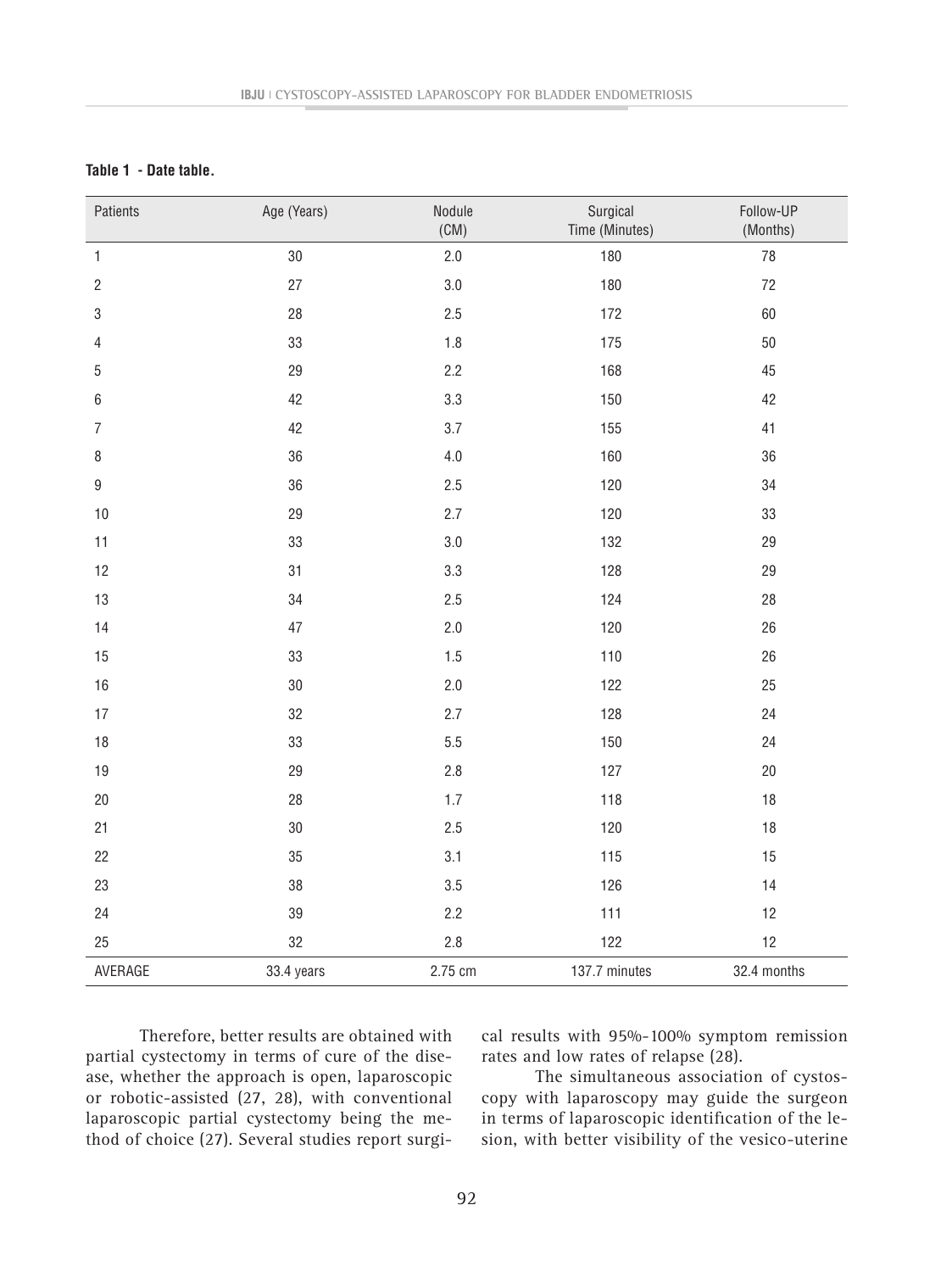**Table 1 - Date table.**

| Patients | Age (Years) | Nodule (CM) | Surgical Time (Minutes) | Follow-UP (Months) |
|---|---|---|---|---|
| 1 | 30 | 2.0 | 180 | 78 |
| 2 | 27 | 3.0 | 180 | 72 |
| 3 | 28 | 2.5 | 172 | 60 |
| 4 | 33 | 1.8 | 175 | 50 |
| 5 | 29 | 2.2 | 168 | 45 |
| 6 | 42 | 3.3 | 150 | 42 |
| 7 | 42 | 3.7 | 155 | 41 |
| 8 | 36 | 4.0 | 160 | 36 |
| 9 | 36 | 2.5 | 120 | 34 |
| 10 | 29 | 2.7 | 120 | 33 |
| 11 | 33 | 3.0 | 132 | 29 |
| 12 | 31 | 3.3 | 128 | 29 |
| 13 | 34 | 2.5 | 124 | 28 |
| 14 | 47 | 2.0 | 120 | 26 |
| 15 | 33 | 1.5 | 110 | 26 |
| 16 | 30 | 2.0 | 122 | 25 |
| 17 | 32 | 2.7 | 128 | 24 |
| 18 | 33 | 5.5 | 150 | 24 |
| 19 | 29 | 2.8 | 127 | 20 |
| 20 | 28 | 1.7 | 118 | 18 |
| 21 | 30 | 2.5 | 120 | 18 |
| 22 | 35 | 3.1 | 115 | 15 |
| 23 | 38 | 3.5 | 126 | 14 |
| 24 | 39 | 2.2 | 111 | 12 |
| 25 | 32 | 2.8 | 122 | 12 |
| AVERAGE | 33.4 years | 2.75 cm | 137.7 minutes | 32.4 months |

Therefore, better results are obtained with partial cystectomy in terms of cure of the disease, whether the approach is open, laparoscopic or robotic-assisted (27, 28), with conventional laparoscopic partial cystectomy being the method of choice (27). Several studies report surgical results with 95%-100% symptom remission rates and low rates of relapse (28).

The simultaneous association of cystoscopy with laparoscopy may guide the surgeon in terms of laparoscopic identification of the lesion, with better visibility of the vesico-uterine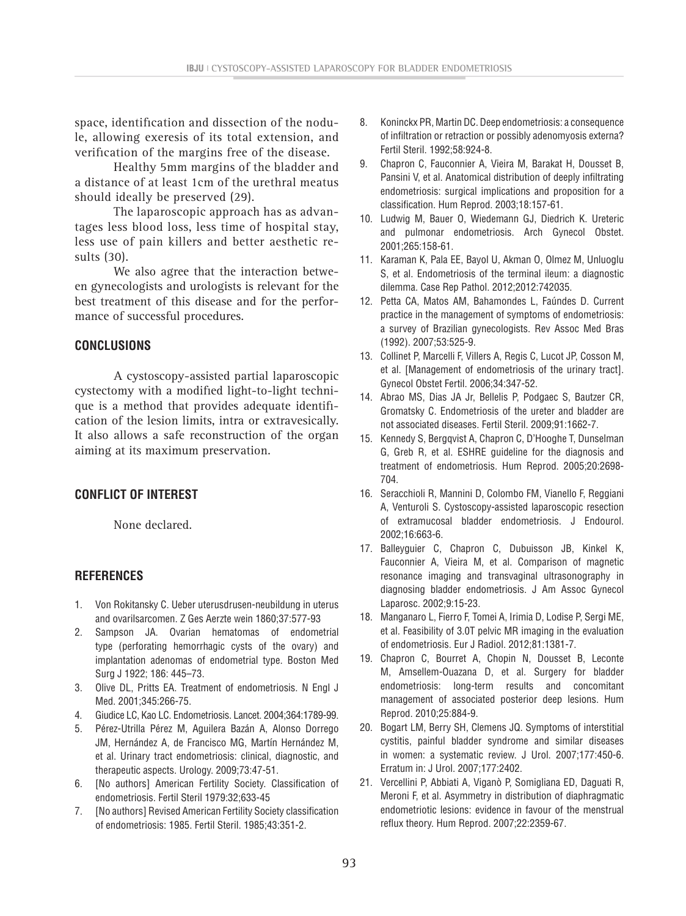space, identification and dissection of the nodule, allowing exeresis of its total extension, and verification of the margins free of the disease.

Healthy 5mm margins of the bladder and a distance of at least 1cm of the urethral meatus should ideally be preserved (29).

The laparoscopic approach has as advantages less blood loss, less time of hospital stay, less use of pain killers and better aesthetic results (30).

We also agree that the interaction between gynecologists and urologists is relevant for the best treatment of this disease and for the performance of successful procedures.

## CONCLUSIONS

A cystoscopy-assisted partial laparoscopic cystectomy with a modified light-to-light technique is a method that provides adequate identification of the lesion limits, intra or extravesically. It also allows a safe reconstruction of the organ aiming at its maximum preservation.

## CONFLICT OF INTEREST

None declared.

## REFERENCES

1. Von Rokitansky C. Ueber uterusdrusen-neubildung in uterus and ovarilsarcomen. Z Ges Aerzte wein 1860;37:577-93
2. Sampson JA. Ovarian hematomas of endometrial type (perforating hemorrhagic cysts of the ovary) and implantation adenomas of endometrial type. Boston Med Surg J 1922; 186: 445–73.
3. Olive DL, Pritts EA. Treatment of endometriosis. N Engl J Med. 2001;345:266-75.
4. Giudice LC, Kao LC. Endometriosis. Lancet. 2004;364:1789-99.
5. Pérez-Utrilla Pérez M, Aguilera Bazán A, Alonso Dorrego JM, Hernández A, de Francisco MG, Martín Hernández M, et al. Urinary tract endometriosis: clinical, diagnostic, and therapeutic aspects. Urology. 2009;73:47-51.
6. [No authors] American Fertility Society. Classification of endometriosis. Fertil Steril 1979;32;633-45
7. [No authors] Revised American Fertility Society classification of endometriosis: 1985. Fertil Steril. 1985;43:351-2.
8. Koninckx PR, Martin DC. Deep endometriosis: a consequence of infiltration or retraction or possibly adenomyosis externa? Fertil Steril. 1992;58:924-8.
9. Chapron C, Fauconnier A, Vieira M, Barakat H, Dousset B, Pansini V, et al. Anatomical distribution of deeply infiltrating endometriosis: surgical implications and proposition for a classification. Hum Reprod. 2003;18:157-61.
10. Ludwig M, Bauer O, Wiedemann GJ, Diedrich K. Ureteric and pulmonar endometriosis. Arch Gynecol Obstet. 2001;265:158-61.
11. Karaman K, Pala EE, Bayol U, Akman O, Olmez M, Unluoglu S, et al. Endometriosis of the terminal ileum: a diagnostic dilemma. Case Rep Pathol. 2012;2012:742035.
12. Petta CA, Matos AM, Bahamondes L, Faúndes D. Current practice in the management of symptoms of endometriosis: a survey of Brazilian gynecologists. Rev Assoc Med Bras (1992). 2007;53:525-9.
13. Collinet P, Marcelli F, Villers A, Regis C, Lucot JP, Cosson M, et al. [Management of endometriosis of the urinary tract]. Gynecol Obstet Fertil. 2006;34:347-52.
14. Abrao MS, Dias JA Jr, Bellelis P, Podgaec S, Bautzer CR, Gromatsky C. Endometriosis of the ureter and bladder are not associated diseases. Fertil Steril. 2009;91:1662-7.
15. Kennedy S, Bergqvist A, Chapron C, D'Hooghe T, Dunselman G, Greb R, et al. ESHRE guideline for the diagnosis and treatment of endometriosis. Hum Reprod. 2005;20:2698-704.
16. Seracchioli R, Mannini D, Colombo FM, Vianello F, Reggiani A, Venturoli S. Cystoscopy-assisted laparoscopic resection of extramucosal bladder endometriosis. J Endourol. 2002;16:663-6.
17. Balleyguier C, Chapron C, Dubuisson JB, Kinkel K, Fauconnier A, Vieira M, et al. Comparison of magnetic resonance imaging and transvaginal ultrasonography in diagnosing bladder endometriosis. J Am Assoc Gynecol Laparosc. 2002;9:15-23.
18. Manganaro L, Fierro F, Tomei A, Irimia D, Lodise P, Sergi ME, et al. Feasibility of 3.0T pelvic MR imaging in the evaluation of endometriosis. Eur J Radiol. 2012;81:1381-7.
19. Chapron C, Bourret A, Chopin N, Dousset B, Leconte M, Amsellem-Ouazana D, et al. Surgery for bladder endometriosis: long-term results and concomitant management of associated posterior deep lesions. Hum Reprod. 2010;25:884-9.
20. Bogart LM, Berry SH, Clemens JQ. Symptoms of interstitial cystitis, painful bladder syndrome and similar diseases in women: a systematic review. J Urol. 2007;177:450-6. Erratum in: J Urol. 2007;177:2402.
21. Vercellini P, Abbiati A, Viganò P, Somigliana ED, Daguati R, Meroni F, et al. Asymmetry in distribution of diaphragmatic endometriotic lesions: evidence in favour of the menstrual reflux theory. Hum Reprod. 2007;22:2359-67.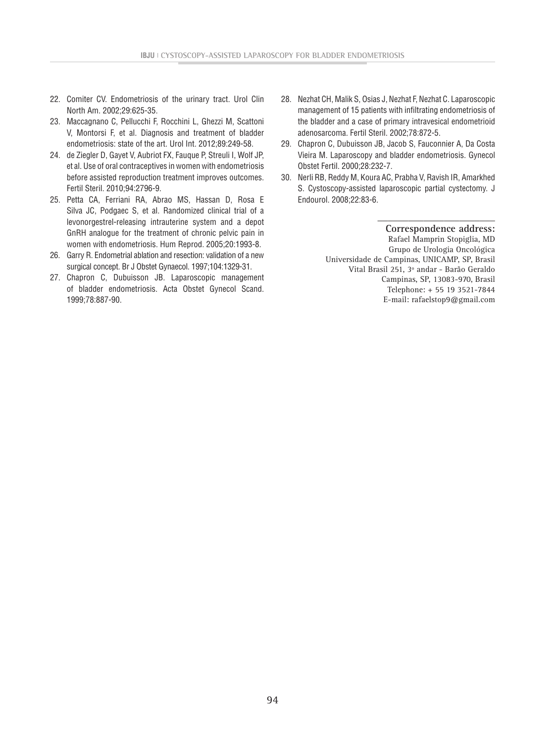22. Comiter CV. Endometriosis of the urinary tract. Urol Clin North Am. 2002;29:625-35.
23. Maccagnano C, Pellucchi F, Rocchini L, Ghezzi M, Scattoni V, Montorsi F, et al. Diagnosis and treatment of bladder endometriosis: state of the art. Urol Int. 2012;89:249-58.
24. de Ziegler D, Gayet V, Aubriot FX, Fauque P, Streuli I, Wolf JP, et al. Use of oral contraceptives in women with endometriosis before assisted reproduction treatment improves outcomes. Fertil Steril. 2010;94:2796-9.
25. Petta CA, Ferriani RA, Abrao MS, Hassan D, Rosa E Silva JC, Podgaec S, et al. Randomized clinical trial of a levonorgestrel-releasing intrauterine system and a depot GnRH analogue for the treatment of chronic pelvic pain in women with endometriosis. Hum Reprod. 2005;20:1993-8.
26. Garry R. Endometrial ablation and resection: validation of a new surgical concept. Br J Obstet Gynaecol. 1997;104:1329-31.
27. Chapron C, Dubuisson JB. Laparoscopic management of bladder endometriosis. Acta Obstet Gynecol Scand. 1999;78:887-90.
28. Nezhat CH, Malik S, Osias J, Nezhat F, Nezhat C. Laparoscopic management of 15 patients with infiltrating endometriosis of the bladder and a case of primary intravesical endometrioid adenosarcoma. Fertil Steril. 2002;78:872-5.
29. Chapron C, Dubuisson JB, Jacob S, Fauconnier A, Da Costa Vieira M. Laparoscopy and bladder endometriosis. Gynecol Obstet Fertil. 2000;28:232-7.
30. Nerli RB, Reddy M, Koura AC, Prabha V, Ravish IR, Amarkhed S. Cystoscopy-assisted laparoscopic partial cystectomy. J Endourol. 2008;22:83-6.

**Correspondence address:**
Rafael Mamprin Stopiglia, MD
Grupo de Urologia Oncológica
Universidade de Campinas, UNICAMP, SP, Brasil
Vital Brasil 251, 3º andar - Barão Geraldo
Campinas, SP, 13083-970, Brasil
Telephone: + 55 19 3521-7844
E-mail: rafaelstop9@gmail.com